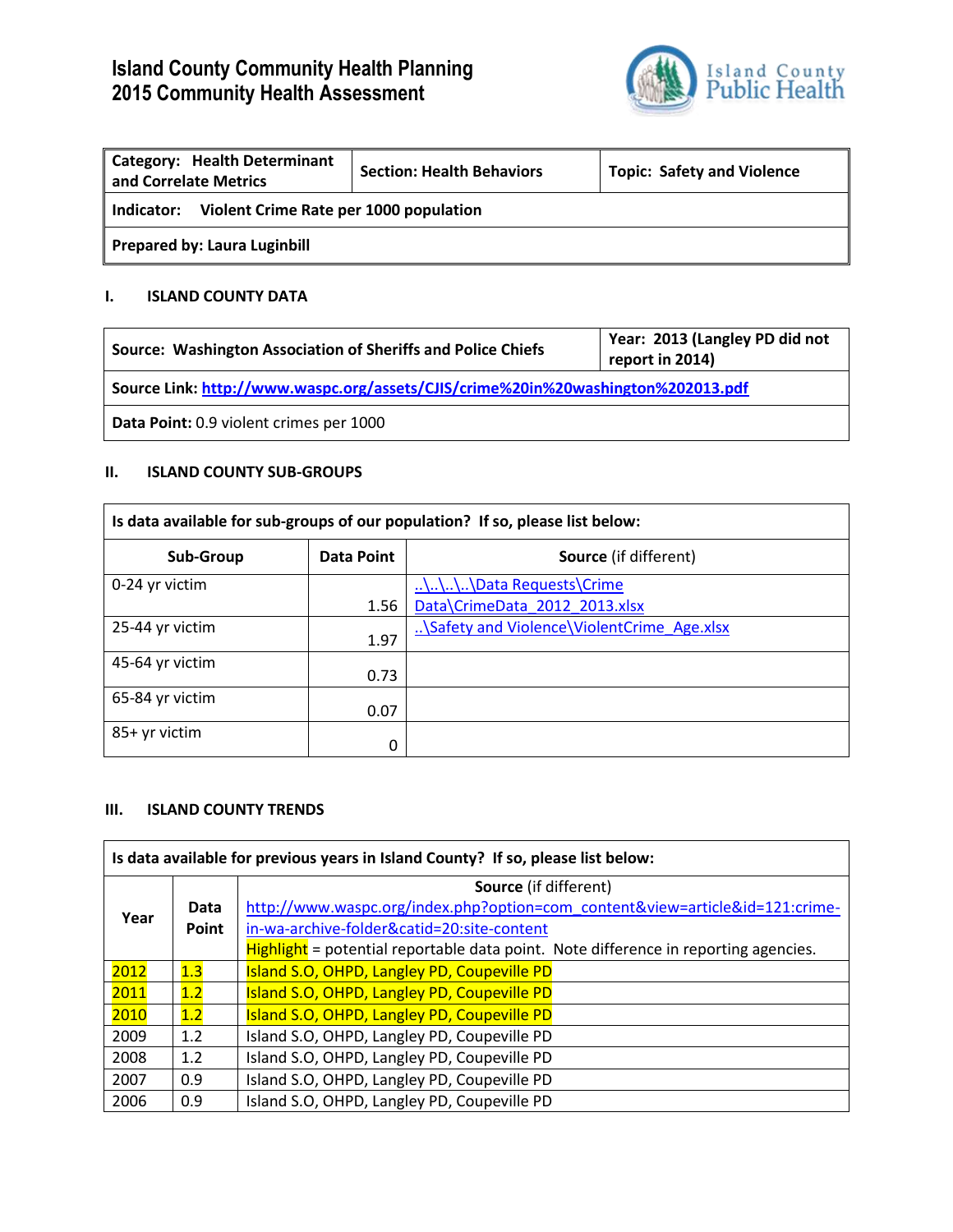# Island County Community Health Planning
# 2015 Community Health Assessment

Island County Public Health

| **Category: Health Determinant and Correlate Metrics** | **Section: Health Behaviors** | **Topic: Safety and Violence** |
|---|---|---|
| **Indicator: Violent Crime Rate per 1000 population** | | |
| **Prepared by: Laura Luginbill** | | |

## I. ISLAND COUNTY DATA

| **Source: Washington Association of Sheriffs and Police Chiefs** | **Year: 2013 (Langley PD did not report in 2014)** |
|---|---|
| **Source Link:** http://www.waspc.org/assets/CJIS/crime%20in%20washington%202013.pdf | |
| **Data Point:** 0.9 violent crimes per 1000 | |

## II. ISLAND COUNTY SUB-GROUPS

**Is data available for sub-groups of our population? If so, please list below:**

| Sub-Group | Data Point | Source (if different) |
|---|---|---|
| 0-24 yr victim | 1.56 | ..\..\..\..\Data Requests\Crime Data\CrimeData_2012_2013.xlsx |
| 25-44 yr victim | 1.97 | ..\Safety and Violence\ViolentCrime_Age.xlsx |
| 45-64 yr victim | 0.73 | |
| 65-84 yr victim | 0.07 | |
| 85+ yr victim | 0 | |

## III. ISLAND COUNTY TRENDS

**Is data available for previous years in Island County? If so, please list below:**

| Year | Data Point | Source (if different) http://www.waspc.org/index.php?option=com_content&view=article&id=121:crime-in-wa-archive-folder&catid=20:site-content Highlight = potential reportable data point. Note difference in reporting agencies. |
|---|---|---|
| 2012 | 1.3 | Island S.O, OHPD, Langley PD, Coupeville PD |
| 2011 | 1.2 | Island S.O, OHPD, Langley PD, Coupeville PD |
| 2010 | 1.2 | Island S.O, OHPD, Langley PD, Coupeville PD |
| 2009 | 1.2 | Island S.O, OHPD, Langley PD, Coupeville PD |
| 2008 | 1.2 | Island S.O, OHPD, Langley PD, Coupeville PD |
| 2007 | 0.9 | Island S.O, OHPD, Langley PD, Coupeville PD |
| 2006 | 0.9 | Island S.O, OHPD, Langley PD, Coupeville PD |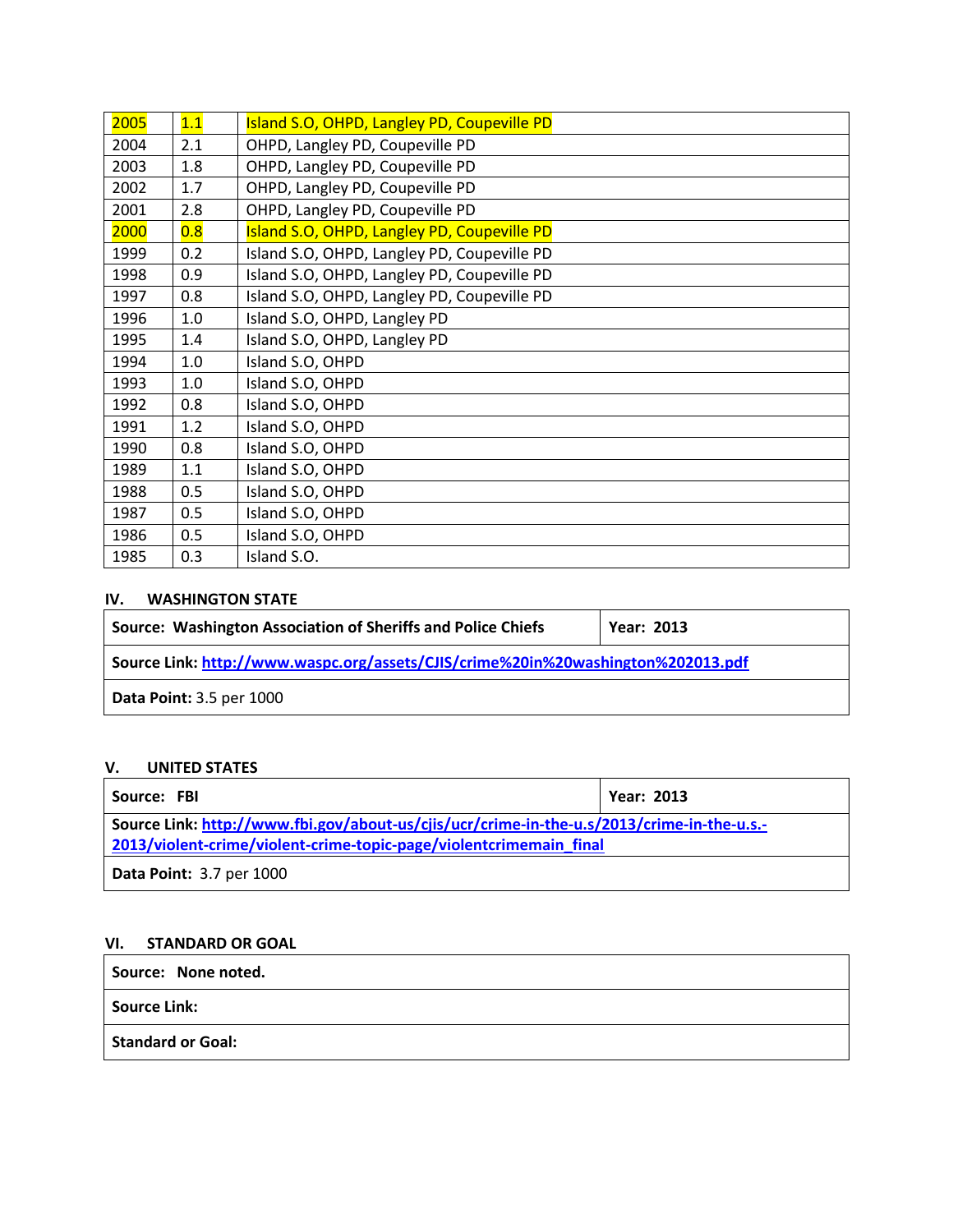| | | |
|---|---|---|
| 2005 | 1.1 | Island S.O, OHPD, Langley PD, Coupeville PD |
| 2004 | 2.1 | OHPD, Langley PD, Coupeville PD |
| 2003 | 1.8 | OHPD, Langley PD, Coupeville PD |
| 2002 | 1.7 | OHPD, Langley PD, Coupeville PD |
| 2001 | 2.8 | OHPD, Langley PD, Coupeville PD |
| 2000 | 0.8 | Island S.O, OHPD, Langley PD, Coupeville PD |
| 1999 | 0.2 | Island S.O, OHPD, Langley PD, Coupeville PD |
| 1998 | 0.9 | Island S.O, OHPD, Langley PD, Coupeville PD |
| 1997 | 0.8 | Island S.O, OHPD, Langley PD, Coupeville PD |
| 1996 | 1.0 | Island S.O, OHPD, Langley PD |
| 1995 | 1.4 | Island S.O, OHPD, Langley PD |
| 1994 | 1.0 | Island S.O, OHPD |
| 1993 | 1.0 | Island S.O, OHPD |
| 1992 | 0.8 | Island S.O, OHPD |
| 1991 | 1.2 | Island S.O, OHPD |
| 1990 | 0.8 | Island S.O, OHPD |
| 1989 | 1.1 | Island S.O, OHPD |
| 1988 | 0.5 | Island S.O, OHPD |
| 1987 | 0.5 | Island S.O, OHPD |
| 1986 | 0.5 | Island S.O, OHPD |
| 1985 | 0.3 | Island S.O. |

## IV. WASHINGTON STATE

| | |
|---|---|
| **Source: Washington Association of Sheriffs and Police Chiefs** | **Year: 2013** |
| **Source Link:** http://www.waspc.org/assets/CJIS/crime%20in%20washington%202013.pdf | |
| **Data Point:** 3.5 per 1000 | |

## V. UNITED STATES

| | |
|---|---|
| **Source: FBI** | **Year: 2013** |
| **Source Link:** http://www.fbi.gov/about-us/cjis/ucr/crime-in-the-u.s/2013/crime-in-the-u.s.-2013/violent-crime/violent-crime-topic-page/violentcrimemain_final | |
| **Data Point:** 3.7 per 1000 | |

## VI. STANDARD OR GOAL

| |
|---|
| **Source: None noted.** |
| **Source Link:** |
| **Standard or Goal:** |